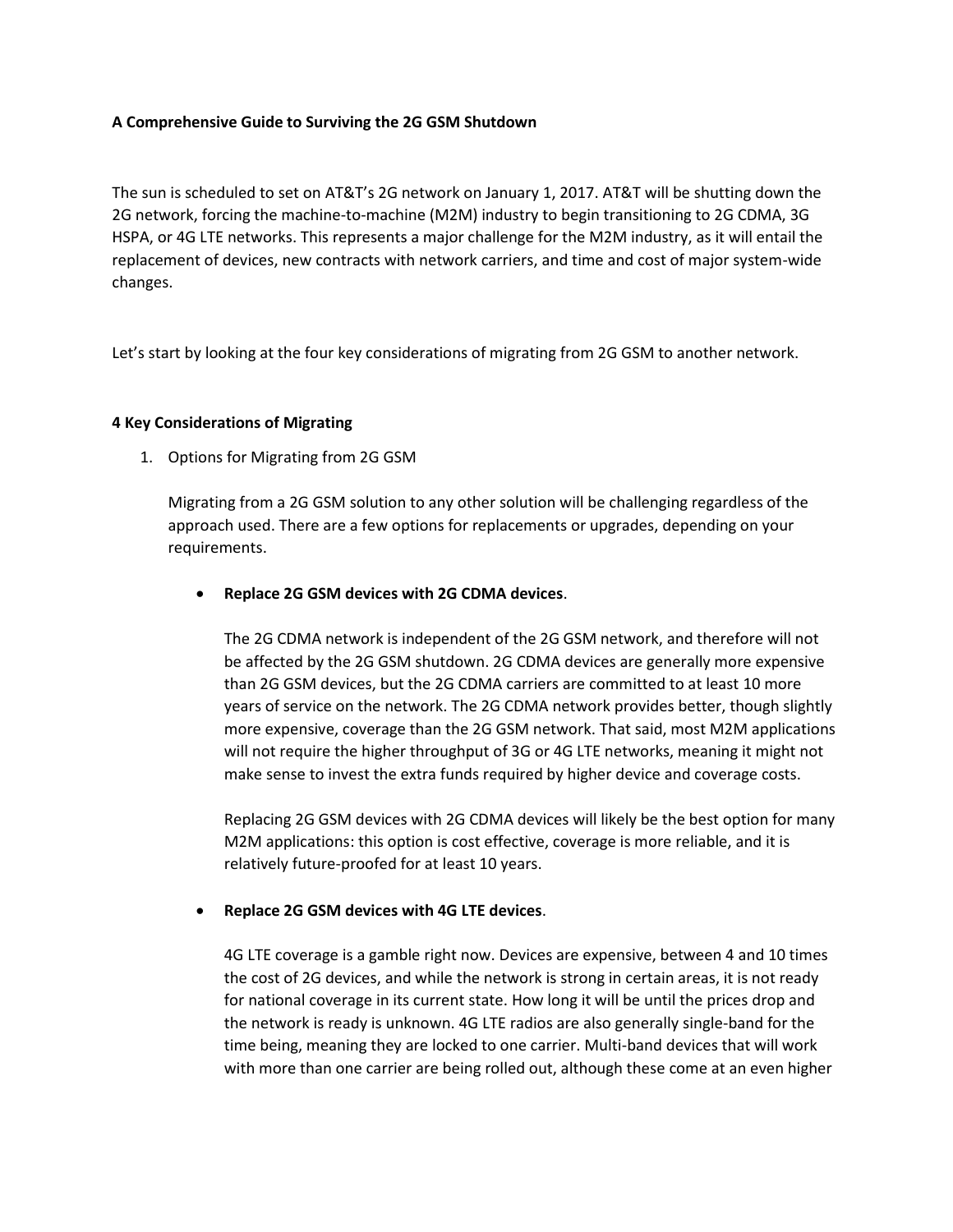**A Comprehensive Guide to Surviving the 2G GSM Shutdown**

The sun is scheduled to set on AT&T's 2G network on January 1, 2017. AT&T will be shutting down the 2G network, forcing the machine-to-machine (M2M) industry to begin transitioning to 2G CDMA, 3G HSPA, or 4G LTE networks. This represents a major challenge for the M2M industry, as it will entail the replacement of devices, new contracts with network carriers, and time and cost of major system-wide changes.

Let's start by looking at the four key considerations of migrating from 2G GSM to another network.

**4 Key Considerations of Migrating**

1. Options for Migrating from 2G GSM

   Migrating from a 2G GSM solution to any other solution will be challenging regardless of the approach used. There are a few options for replacements or upgrades, depending on your requirements.

   - **Replace 2G GSM devices with 2G CDMA devices**.

     The 2G CDMA network is independent of the 2G GSM network, and therefore will not be affected by the 2G GSM shutdown. 2G CDMA devices are generally more expensive than 2G GSM devices, but the 2G CDMA carriers are committed to at least 10 more years of service on the network. The 2G CDMA network provides better, though slightly more expensive, coverage than the 2G GSM network. That said, most M2M applications will not require the higher throughput of 3G or 4G LTE networks, meaning it might not make sense to invest the extra funds required by higher device and coverage costs.

     Replacing 2G GSM devices with 2G CDMA devices will likely be the best option for many M2M applications: this option is cost effective, coverage is more reliable, and it is relatively future-proofed for at least 10 years.

   - **Replace 2G GSM devices with 4G LTE devices**.

     4G LTE coverage is a gamble right now. Devices are expensive, between 4 and 10 times the cost of 2G devices, and while the network is strong in certain areas, it is not ready for national coverage in its current state. How long it will be until the prices drop and the network is ready is unknown. 4G LTE radios are also generally single-band for the time being, meaning they are locked to one carrier. Multi-band devices that will work with more than one carrier are being rolled out, although these come at an even higher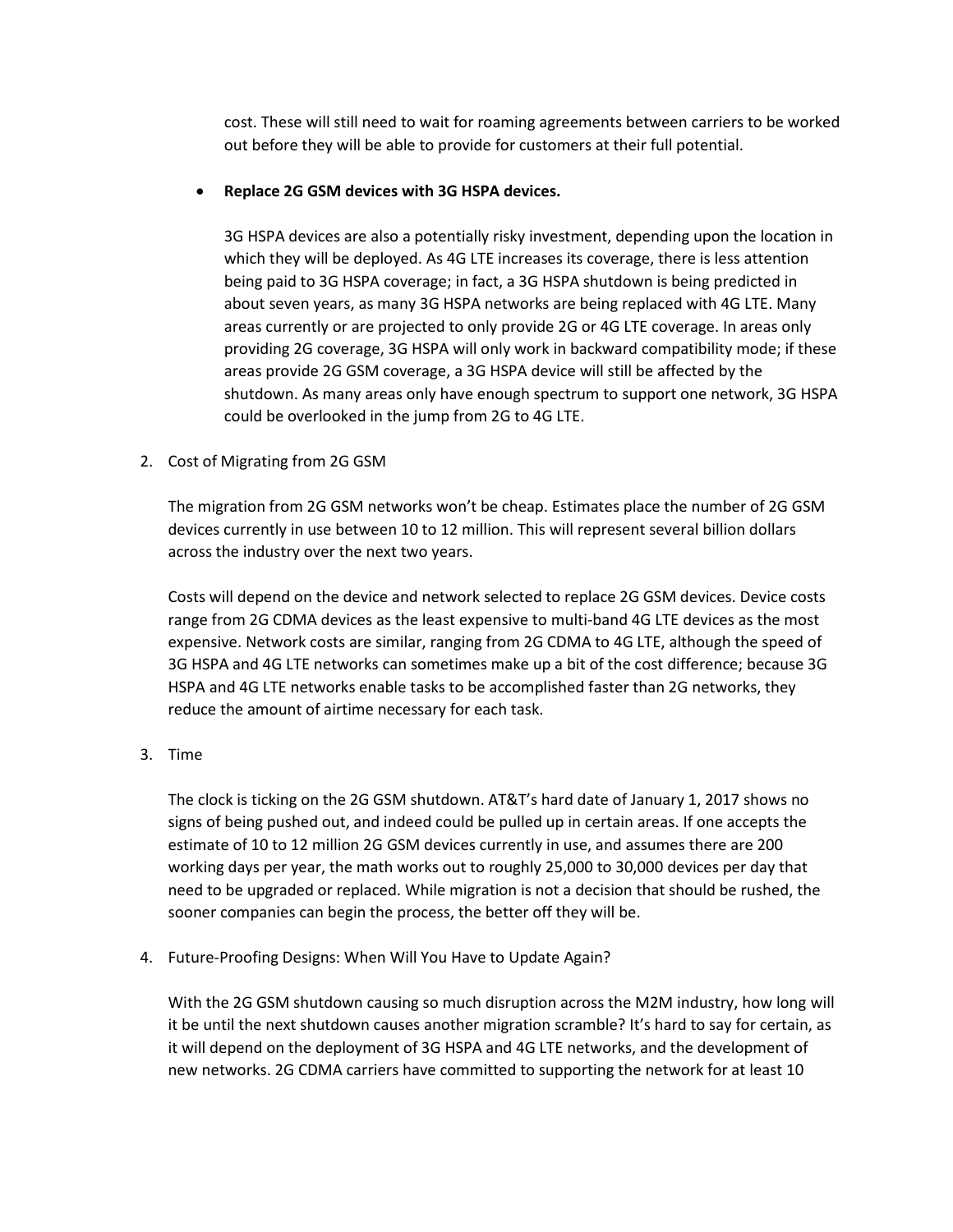cost. These will still need to wait for roaming agreements between carriers to be worked out before they will be able to provide for customers at their full potential.

- **Replace 2G GSM devices with 3G HSPA devices.**

  3G HSPA devices are also a potentially risky investment, depending upon the location in which they will be deployed. As 4G LTE increases its coverage, there is less attention being paid to 3G HSPA coverage; in fact, a 3G HSPA shutdown is being predicted in about seven years, as many 3G HSPA networks are being replaced with 4G LTE. Many areas currently or are projected to only provide 2G or 4G LTE coverage. In areas only providing 2G coverage, 3G HSPA will only work in backward compatibility mode; if these areas provide 2G GSM coverage, a 3G HSPA device will still be affected by the shutdown. As many areas only have enough spectrum to support one network, 3G HSPA could be overlooked in the jump from 2G to 4G LTE.

2. Cost of Migrating from 2G GSM

   The migration from 2G GSM networks won't be cheap. Estimates place the number of 2G GSM devices currently in use between 10 to 12 million. This will represent several billion dollars across the industry over the next two years.

   Costs will depend on the device and network selected to replace 2G GSM devices. Device costs range from 2G CDMA devices as the least expensive to multi-band 4G LTE devices as the most expensive. Network costs are similar, ranging from 2G CDMA to 4G LTE, although the speed of 3G HSPA and 4G LTE networks can sometimes make up a bit of the cost difference; because 3G HSPA and 4G LTE networks enable tasks to be accomplished faster than 2G networks, they reduce the amount of airtime necessary for each task.

3. Time

   The clock is ticking on the 2G GSM shutdown. AT&T's hard date of January 1, 2017 shows no signs of being pushed out, and indeed could be pulled up in certain areas. If one accepts the estimate of 10 to 12 million 2G GSM devices currently in use, and assumes there are 200 working days per year, the math works out to roughly 25,000 to 30,000 devices per day that need to be upgraded or replaced. While migration is not a decision that should be rushed, the sooner companies can begin the process, the better off they will be.

4. Future-Proofing Designs: When Will You Have to Update Again?

   With the 2G GSM shutdown causing so much disruption across the M2M industry, how long will it be until the next shutdown causes another migration scramble? It's hard to say for certain, as it will depend on the deployment of 3G HSPA and 4G LTE networks, and the development of new networks. 2G CDMA carriers have committed to supporting the network for at least 10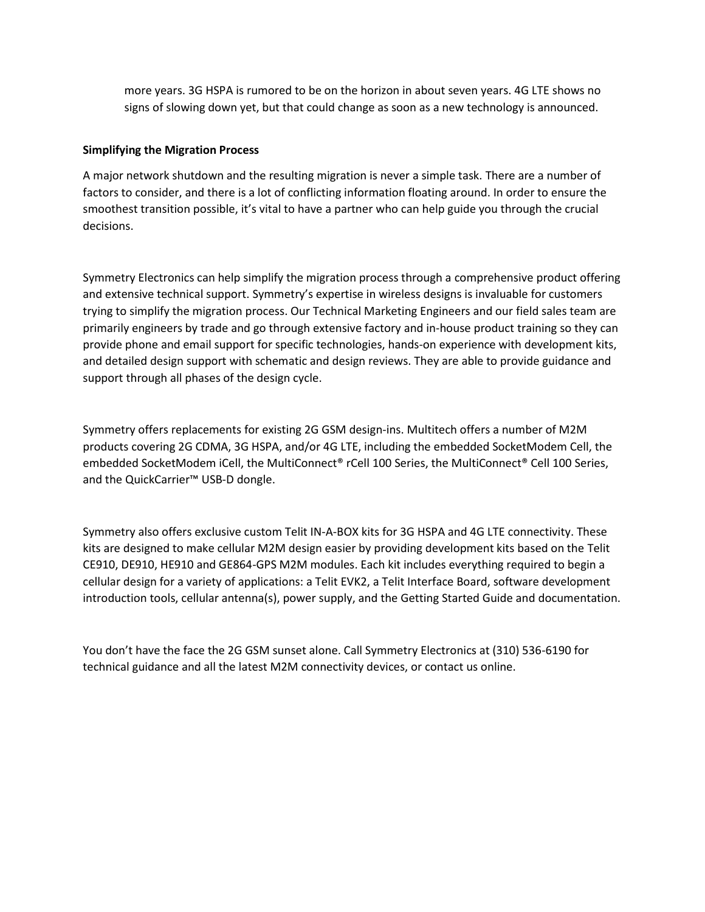more years. 3G HSPA is rumored to be on the horizon in about seven years. 4G LTE shows no signs of slowing down yet, but that could change as soon as a new technology is announced.

**Simplifying the Migration Process**

A major network shutdown and the resulting migration is never a simple task. There are a number of factors to consider, and there is a lot of conflicting information floating around. In order to ensure the smoothest transition possible, it's vital to have a partner who can help guide you through the crucial decisions.

Symmetry Electronics can help simplify the migration process through a comprehensive product offering and extensive technical support. Symmetry's expertise in wireless designs is invaluable for customers trying to simplify the migration process. Our Technical Marketing Engineers and our field sales team are primarily engineers by trade and go through extensive factory and in-house product training so they can provide phone and email support for specific technologies, hands-on experience with development kits, and detailed design support with schematic and design reviews. They are able to provide guidance and support through all phases of the design cycle.

Symmetry offers replacements for existing 2G GSM design-ins. Multitech offers a number of M2M products covering 2G CDMA, 3G HSPA, and/or 4G LTE, including the embedded SocketModem Cell, the embedded SocketModem iCell, the MultiConnect® rCell 100 Series, the MultiConnect® Cell 100 Series, and the QuickCarrier™ USB-D dongle.

Symmetry also offers exclusive custom Telit IN-A-BOX kits for 3G HSPA and 4G LTE connectivity. These kits are designed to make cellular M2M design easier by providing development kits based on the Telit CE910, DE910, HE910 and GE864-GPS M2M modules. Each kit includes everything required to begin a cellular design for a variety of applications: a Telit EVK2, a Telit Interface Board, software development introduction tools, cellular antenna(s), power supply, and the Getting Started Guide and documentation.

You don't have the face the 2G GSM sunset alone. Call Symmetry Electronics at (310) 536-6190 for technical guidance and all the latest M2M connectivity devices, or contact us online.